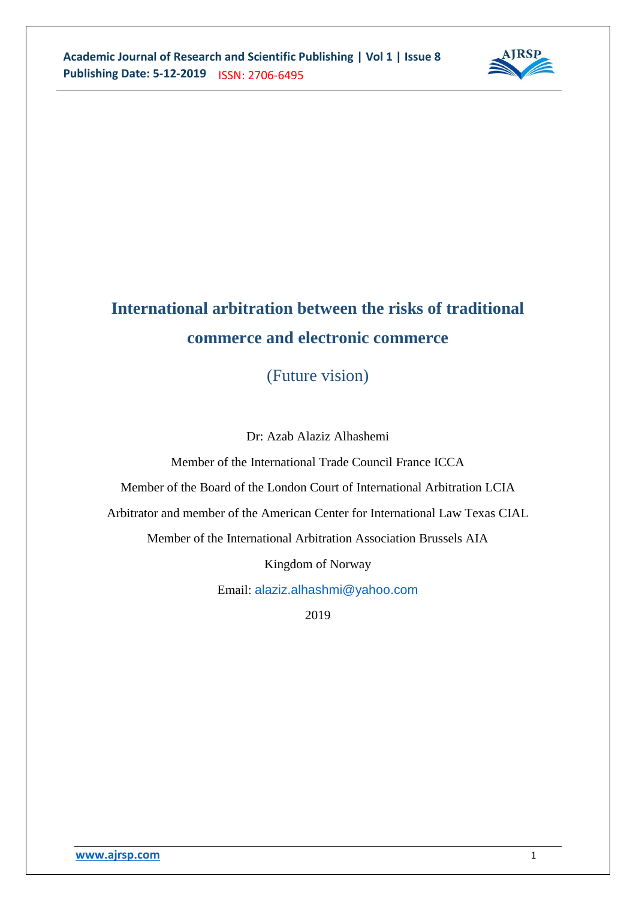# International arbitration between the risks of traditional commerce and electronic commerce

## (Future vision)

Dr: Azab Alaziz Alhashemi

Member of the International Trade Council France ICCA

Member of the Board of the London Court of International Arbitration LCIA

Arbitrator and member of the American Center for International Law Texas CIAL

Member of the International Arbitration Association Brussels AIA

Kingdom of Norway

Email: alaziz.alhashmi@yahoo.com

2019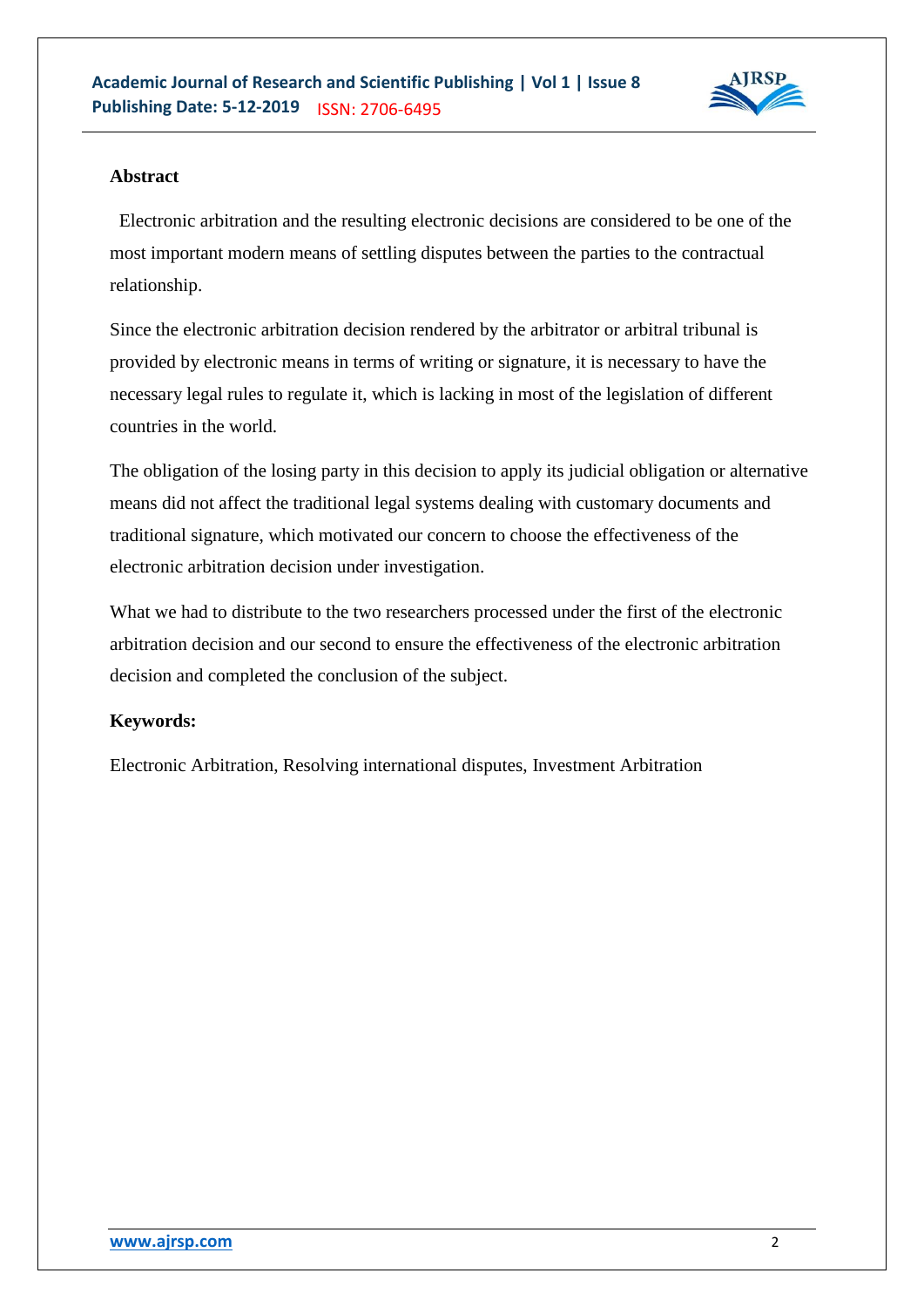## Abstract

Electronic arbitration and the resulting electronic decisions are considered to be one of the most important modern means of settling disputes between the parties to the contractual relationship.

Since the electronic arbitration decision rendered by the arbitrator or arbitral tribunal is provided by electronic means in terms of writing or signature, it is necessary to have the necessary legal rules to regulate it, which is lacking in most of the legislation of different countries in the world.

The obligation of the losing party in this decision to apply its judicial obligation or alternative means did not affect the traditional legal systems dealing with customary documents and traditional signature, which motivated our concern to choose the effectiveness of the electronic arbitration decision under investigation.

What we had to distribute to the two researchers processed under the first of the electronic arbitration decision and our second to ensure the effectiveness of the electronic arbitration decision and completed the conclusion of the subject.

**Keywords:**

Electronic Arbitration, Resolving international disputes, Investment Arbitration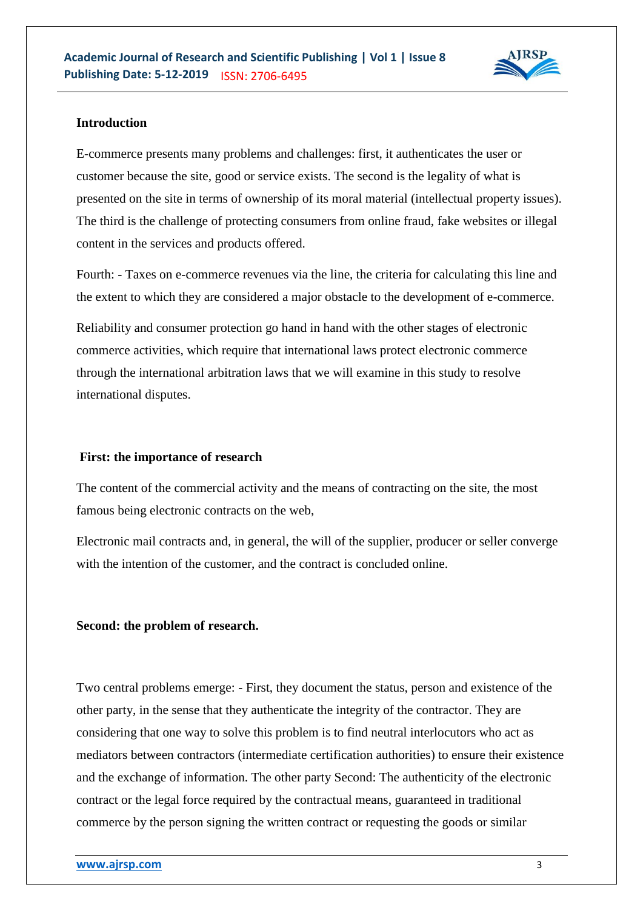**Introduction**

E-commerce presents many problems and challenges: first, it authenticates the user or customer because the site, good or service exists. The second is the legality of what is presented on the site in terms of ownership of its moral material (intellectual property issues). The third is the challenge of protecting consumers from online fraud, fake websites or illegal content in the services and products offered.

Fourth: - Taxes on e-commerce revenues via the line, the criteria for calculating this line and the extent to which they are considered a major obstacle to the development of e-commerce.

Reliability and consumer protection go hand in hand with the other stages of electronic commerce activities, which require that international laws protect electronic commerce through the international arbitration laws that we will examine in this study to resolve international disputes.

**First: the importance of research**

The content of the commercial activity and the means of contracting on the site, the most famous being electronic contracts on the web,

Electronic mail contracts and, in general, the will of the supplier, producer or seller converge with the intention of the customer, and the contract is concluded online.

**Second: the problem of research.**

Two central problems emerge: - First, they document the status, person and existence of the other party, in the sense that they authenticate the integrity of the contractor. They are considering that one way to solve this problem is to find neutral interlocutors who act as mediators between contractors (intermediate certification authorities) to ensure their existence and the exchange of information. The other party Second: The authenticity of the electronic contract or the legal force required by the contractual means, guaranteed in traditional commerce by the person signing the written contract or requesting the goods or similar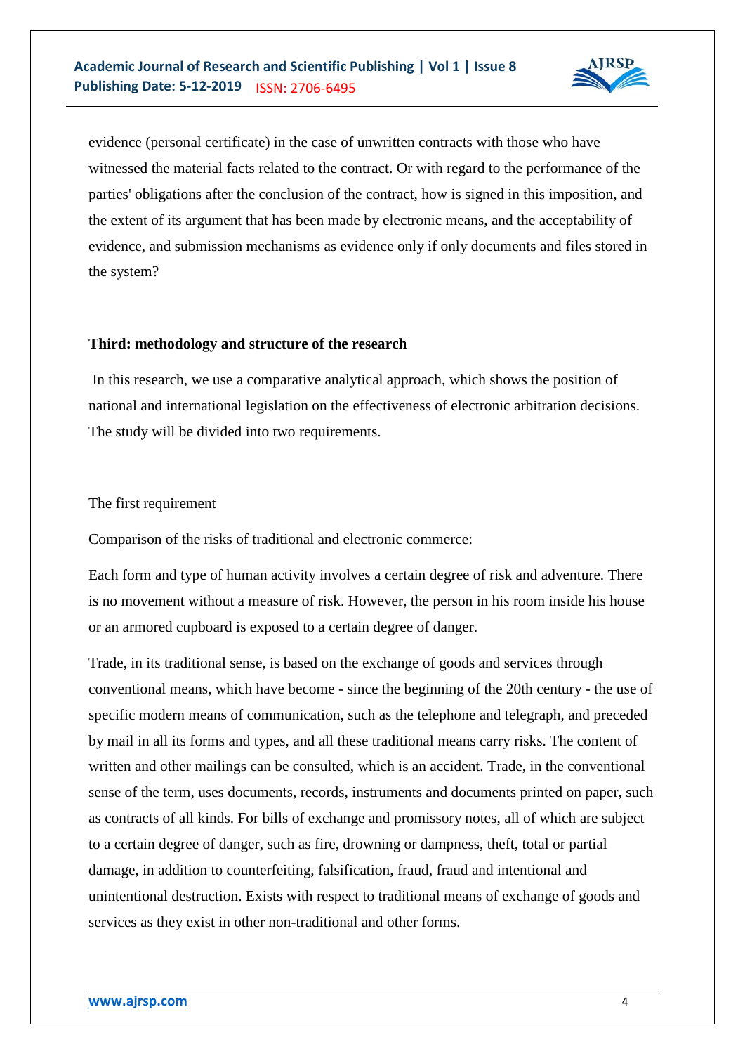evidence (personal certificate) in the case of unwritten contracts with those who have witnessed the material facts related to the contract. Or with regard to the performance of the parties' obligations after the conclusion of the contract, how is signed in this imposition, and the extent of its argument that has been made by electronic means, and the acceptability of evidence, and submission mechanisms as evidence only if only documents and files stored in the system?

**Third: methodology and structure of the research**

In this research, we use a comparative analytical approach, which shows the position of national and international legislation on the effectiveness of electronic arbitration decisions. The study will be divided into two requirements.

The first requirement

Comparison of the risks of traditional and electronic commerce:

Each form and type of human activity involves a certain degree of risk and adventure. There is no movement without a measure of risk. However, the person in his room inside his house or an armored cupboard is exposed to a certain degree of danger.

Trade, in its traditional sense, is based on the exchange of goods and services through conventional means, which have become - since the beginning of the 20th century - the use of specific modern means of communication, such as the telephone and telegraph, and preceded by mail in all its forms and types, and all these traditional means carry risks. The content of written and other mailings can be consulted, which is an accident. Trade, in the conventional sense of the term, uses documents, records, instruments and documents printed on paper, such as contracts of all kinds. For bills of exchange and promissory notes, all of which are subject to a certain degree of danger, such as fire, drowning or dampness, theft, total or partial damage, in addition to counterfeiting, falsification, fraud, fraud and intentional and unintentional destruction. Exists with respect to traditional means of exchange of goods and services as they exist in other non-traditional and other forms.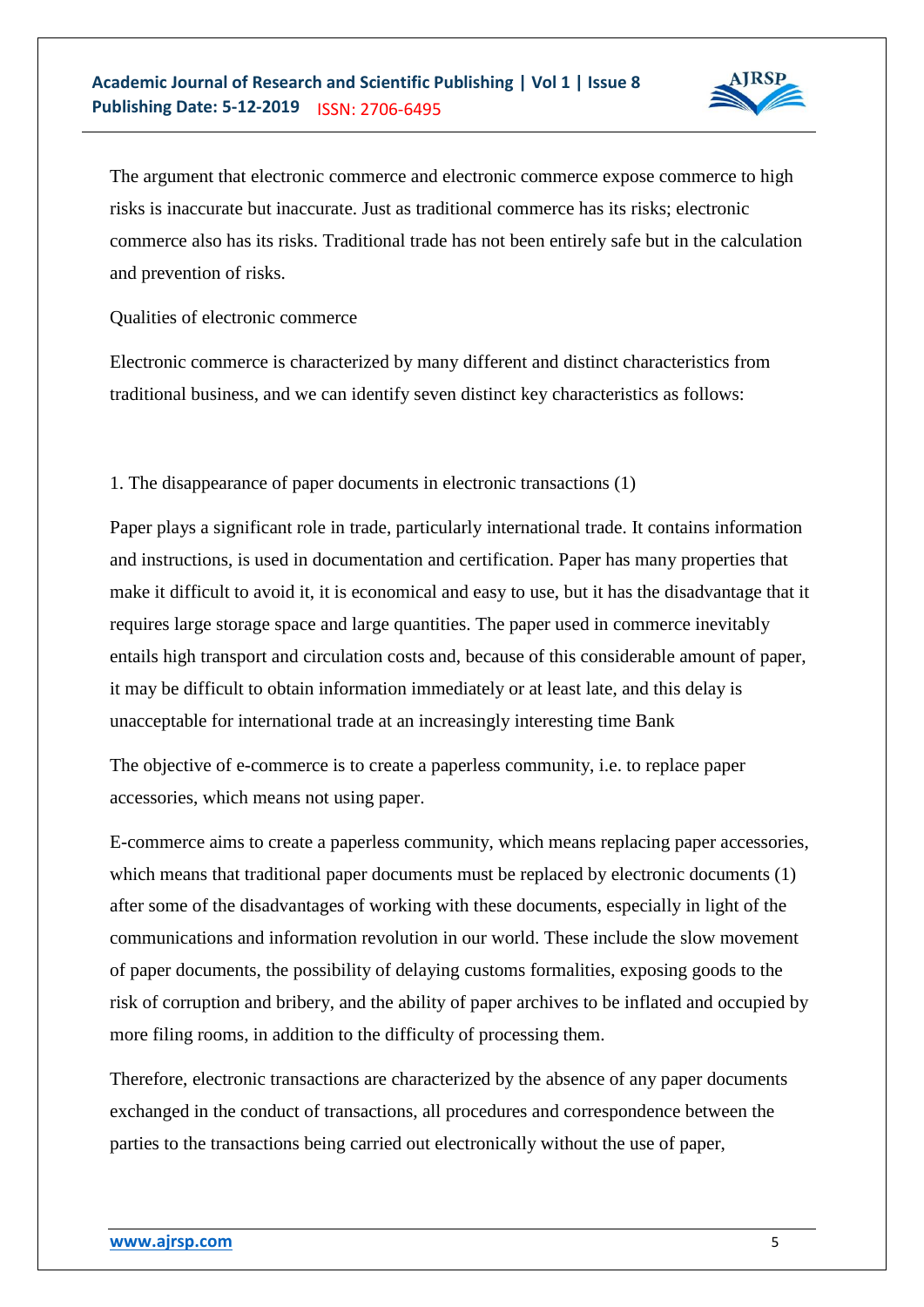The argument that electronic commerce and electronic commerce expose commerce to high risks is inaccurate but inaccurate. Just as traditional commerce has its risks; electronic commerce also has its risks. Traditional trade has not been entirely safe but in the calculation and prevention of risks.

Qualities of electronic commerce

Electronic commerce is characterized by many different and distinct characteristics from traditional business, and we can identify seven distinct key characteristics as follows:

1. The disappearance of paper documents in electronic transactions (1)

Paper plays a significant role in trade, particularly international trade. It contains information and instructions, is used in documentation and certification. Paper has many properties that make it difficult to avoid it, it is economical and easy to use, but it has the disadvantage that it requires large storage space and large quantities. The paper used in commerce inevitably entails high transport and circulation costs and, because of this considerable amount of paper, it may be difficult to obtain information immediately or at least late, and this delay is unacceptable for international trade at an increasingly interesting time Bank

The objective of e-commerce is to create a paperless community, i.e. to replace paper accessories, which means not using paper.

E-commerce aims to create a paperless community, which means replacing paper accessories, which means that traditional paper documents must be replaced by electronic documents (1) after some of the disadvantages of working with these documents, especially in light of the communications and information revolution in our world. These include the slow movement of paper documents, the possibility of delaying customs formalities, exposing goods to the risk of corruption and bribery, and the ability of paper archives to be inflated and occupied by more filing rooms, in addition to the difficulty of processing them.

Therefore, electronic transactions are characterized by the absence of any paper documents exchanged in the conduct of transactions, all procedures and correspondence between the parties to the transactions being carried out electronically without the use of paper,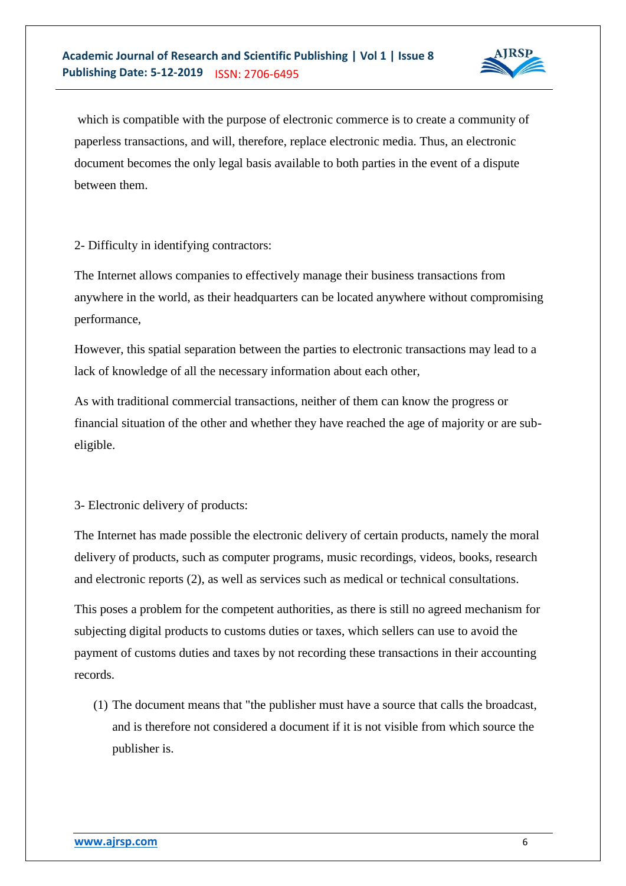which is compatible with the purpose of electronic commerce is to create a community of paperless transactions, and will, therefore, replace electronic media. Thus, an electronic document becomes the only legal basis available to both parties in the event of a dispute between them.

2- Difficulty in identifying contractors:

The Internet allows companies to effectively manage their business transactions from anywhere in the world, as their headquarters can be located anywhere without compromising performance,

However, this spatial separation between the parties to electronic transactions may lead to a lack of knowledge of all the necessary information about each other,

As with traditional commercial transactions, neither of them can know the progress or financial situation of the other and whether they have reached the age of majority or are sub-eligible.

3- Electronic delivery of products:

The Internet has made possible the electronic delivery of certain products, namely the moral delivery of products, such as computer programs, music recordings, videos, books, research and electronic reports (2), as well as services such as medical or technical consultations.

This poses a problem for the competent authorities, as there is still no agreed mechanism for subjecting digital products to customs duties or taxes, which sellers can use to avoid the payment of customs duties and taxes by not recording these transactions in their accounting records.

(1) The document means that "the publisher must have a source that calls the broadcast, and is therefore not considered a document if it is not visible from which source the publisher is.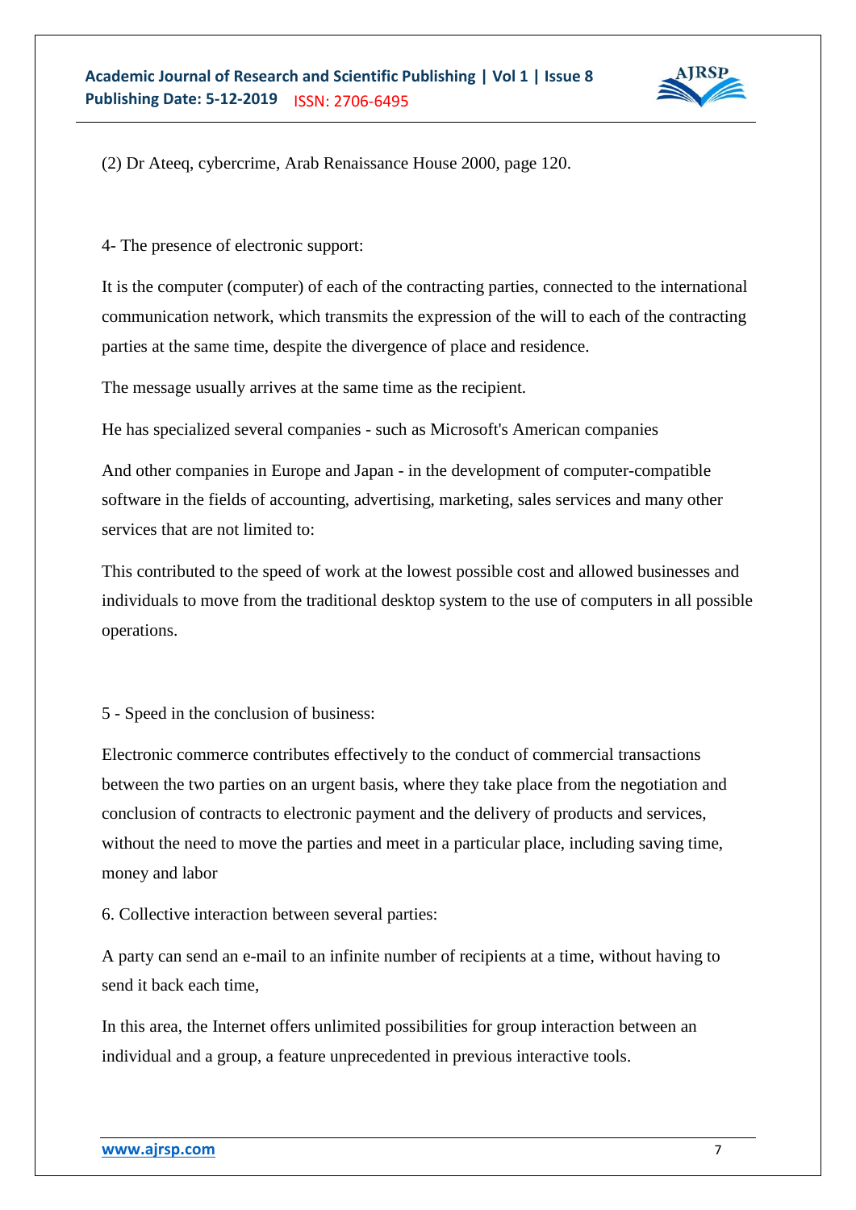(2) Dr Ateeq, cybercrime, Arab Renaissance House 2000, page 120.

4- The presence of electronic support:

It is the computer (computer) of each of the contracting parties, connected to the international communication network, which transmits the expression of the will to each of the contracting parties at the same time, despite the divergence of place and residence.

The message usually arrives at the same time as the recipient.

He has specialized several companies - such as Microsoft's American companies

And other companies in Europe and Japan - in the development of computer-compatible software in the fields of accounting, advertising, marketing, sales services and many other services that are not limited to:

This contributed to the speed of work at the lowest possible cost and allowed businesses and individuals to move from the traditional desktop system to the use of computers in all possible operations.

5 - Speed in the conclusion of business:

Electronic commerce contributes effectively to the conduct of commercial transactions between the two parties on an urgent basis, where they take place from the negotiation and conclusion of contracts to electronic payment and the delivery of products and services, without the need to move the parties and meet in a particular place, including saving time, money and labor

6. Collective interaction between several parties:

A party can send an e-mail to an infinite number of recipients at a time, without having to send it back each time,

In this area, the Internet offers unlimited possibilities for group interaction between an individual and a group, a feature unprecedented in previous interactive tools.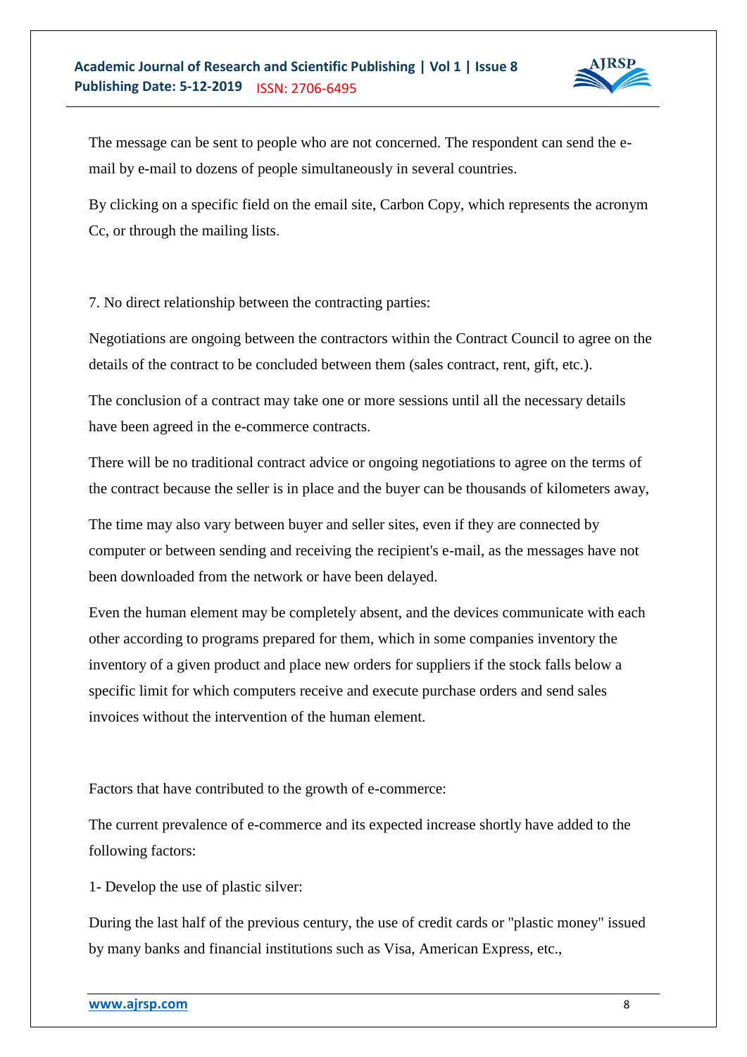The message can be sent to people who are not concerned. The respondent can send the e-mail by e-mail to dozens of people simultaneously in several countries.

By clicking on a specific field on the email site, Carbon Copy, which represents the acronym Cc, or through the mailing lists.

7. No direct relationship between the contracting parties:

Negotiations are ongoing between the contractors within the Contract Council to agree on the details of the contract to be concluded between them (sales contract, rent, gift, etc.).

The conclusion of a contract may take one or more sessions until all the necessary details have been agreed in the e-commerce contracts.

There will be no traditional contract advice or ongoing negotiations to agree on the terms of the contract because the seller is in place and the buyer can be thousands of kilometers away,

The time may also vary between buyer and seller sites, even if they are connected by computer or between sending and receiving the recipient's e-mail, as the messages have not been downloaded from the network or have been delayed.

Even the human element may be completely absent, and the devices communicate with each other according to programs prepared for them, which in some companies inventory the inventory of a given product and place new orders for suppliers if the stock falls below a specific limit for which computers receive and execute purchase orders and send sales invoices without the intervention of the human element.

Factors that have contributed to the growth of e-commerce:

The current prevalence of e-commerce and its expected increase shortly have added to the following factors:

1- Develop the use of plastic silver:

During the last half of the previous century, the use of credit cards or "plastic money" issued by many banks and financial institutions such as Visa, American Express, etc.,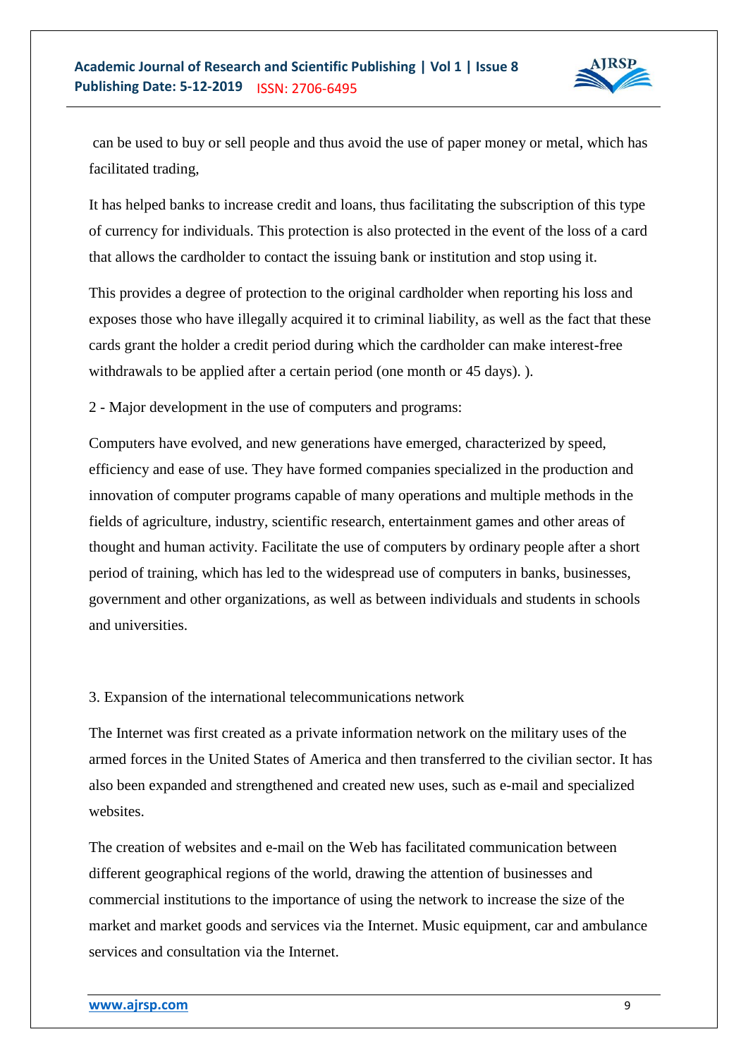can be used to buy or sell people and thus avoid the use of paper money or metal, which has facilitated trading,

It has helped banks to increase credit and loans, thus facilitating the subscription of this type of currency for individuals. This protection is also protected in the event of the loss of a card that allows the cardholder to contact the issuing bank or institution and stop using it.

This provides a degree of protection to the original cardholder when reporting his loss and exposes those who have illegally acquired it to criminal liability, as well as the fact that these cards grant the holder a credit period during which the cardholder can make interest-free withdrawals to be applied after a certain period (one month or 45 days). ).

2 - Major development in the use of computers and programs:

Computers have evolved, and new generations have emerged, characterized by speed, efficiency and ease of use. They have formed companies specialized in the production and innovation of computer programs capable of many operations and multiple methods in the fields of agriculture, industry, scientific research, entertainment games and other areas of thought and human activity. Facilitate the use of computers by ordinary people after a short period of training, which has led to the widespread use of computers in banks, businesses, government and other organizations, as well as between individuals and students in schools and universities.

3. Expansion of the international telecommunications network

The Internet was first created as a private information network on the military uses of the armed forces in the United States of America and then transferred to the civilian sector. It has also been expanded and strengthened and created new uses, such as e-mail and specialized websites.

The creation of websites and e-mail on the Web has facilitated communication between different geographical regions of the world, drawing the attention of businesses and commercial institutions to the importance of using the network to increase the size of the market and market goods and services via the Internet. Music equipment, car and ambulance services and consultation via the Internet.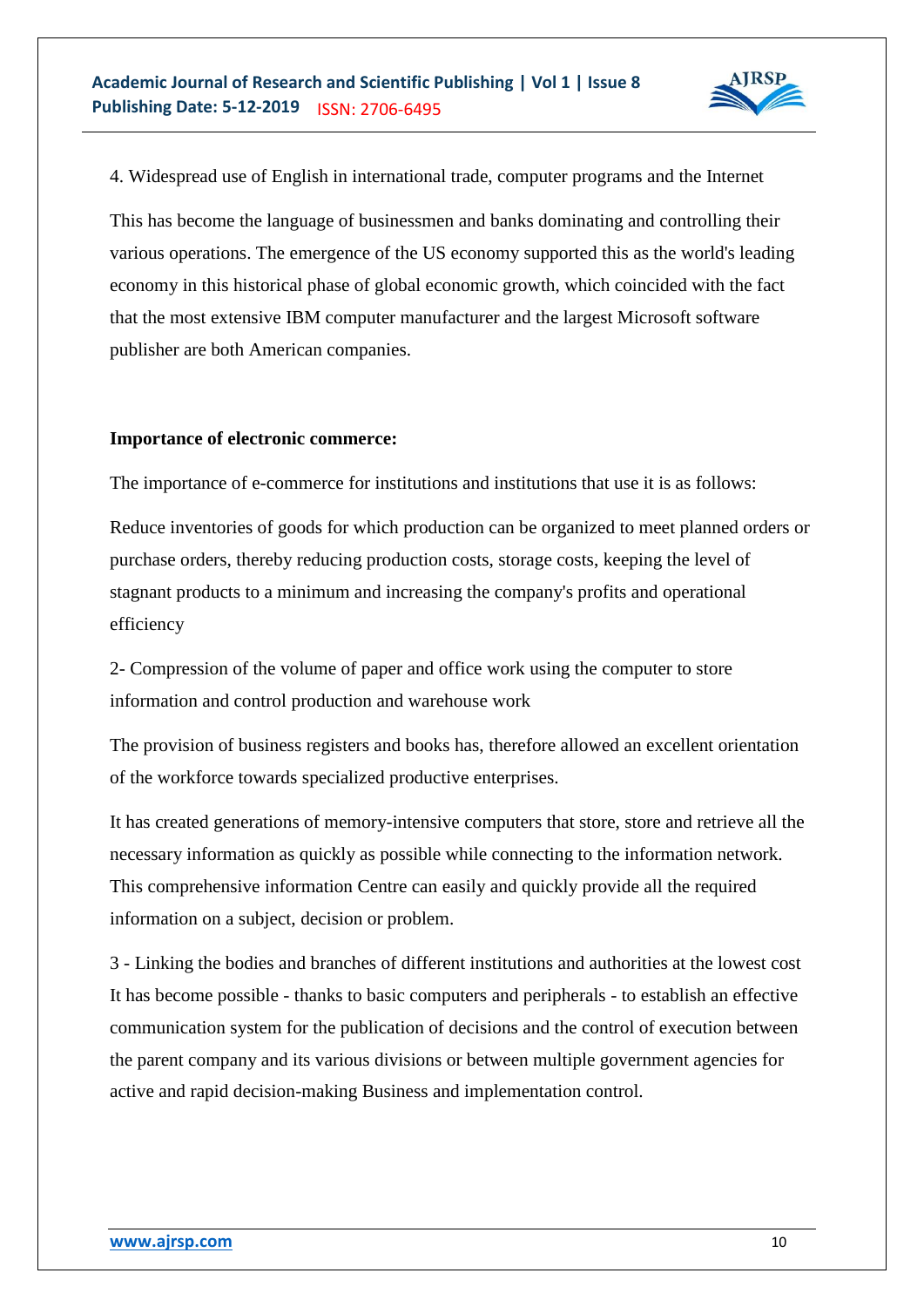4. Widespread use of English in international trade, computer programs and the Internet

This has become the language of businessmen and banks dominating and controlling their various operations. The emergence of the US economy supported this as the world's leading economy in this historical phase of global economic growth, which coincided with the fact that the most extensive IBM computer manufacturer and the largest Microsoft software publisher are both American companies.

**Importance of electronic commerce:**

The importance of e-commerce for institutions and institutions that use it is as follows:

Reduce inventories of goods for which production can be organized to meet planned orders or purchase orders, thereby reducing production costs, storage costs, keeping the level of stagnant products to a minimum and increasing the company's profits and operational efficiency

2- Compression of the volume of paper and office work using the computer to store information and control production and warehouse work

The provision of business registers and books has, therefore allowed an excellent orientation of the workforce towards specialized productive enterprises.

It has created generations of memory-intensive computers that store, store and retrieve all the necessary information as quickly as possible while connecting to the information network. This comprehensive information Centre can easily and quickly provide all the required information on a subject, decision or problem.

3 - Linking the bodies and branches of different institutions and authorities at the lowest cost It has become possible - thanks to basic computers and peripherals - to establish an effective communication system for the publication of decisions and the control of execution between the parent company and its various divisions or between multiple government agencies for active and rapid decision-making Business and implementation control.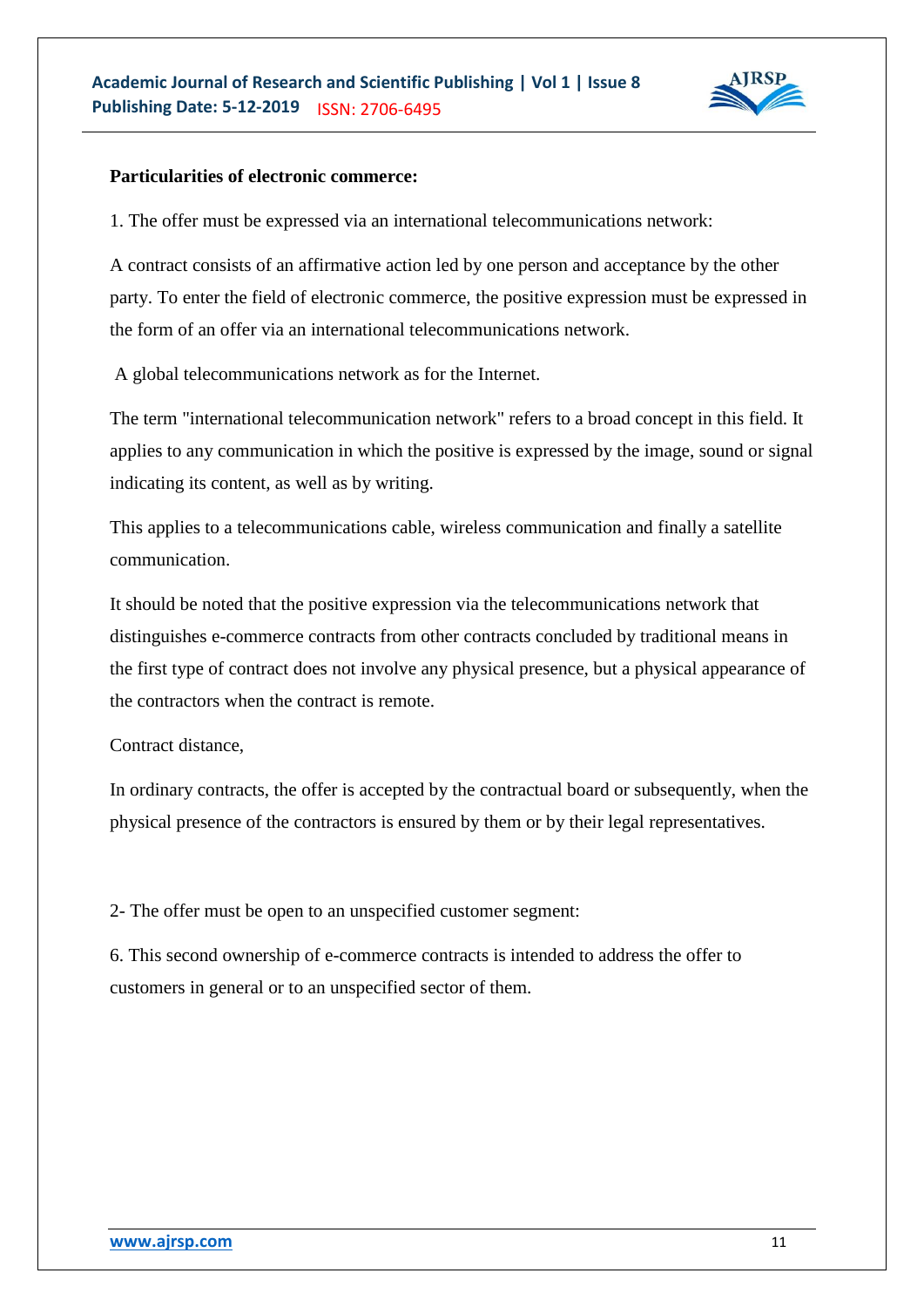**Particularities of electronic commerce:**

1. The offer must be expressed via an international telecommunications network:

A contract consists of an affirmative action led by one person and acceptance by the other party. To enter the field of electronic commerce, the positive expression must be expressed in the form of an offer via an international telecommunications network.

A global telecommunications network as for the Internet.

The term "international telecommunication network" refers to a broad concept in this field. It applies to any communication in which the positive is expressed by the image, sound or signal indicating its content, as well as by writing.

This applies to a telecommunications cable, wireless communication and finally a satellite communication.

It should be noted that the positive expression via the telecommunications network that distinguishes e-commerce contracts from other contracts concluded by traditional means in the first type of contract does not involve any physical presence, but a physical appearance of the contractors when the contract is remote.

Contract distance,

In ordinary contracts, the offer is accepted by the contractual board or subsequently, when the physical presence of the contractors is ensured by them or by their legal representatives.

2- The offer must be open to an unspecified customer segment:

6. This second ownership of e-commerce contracts is intended to address the offer to customers in general or to an unspecified sector of them.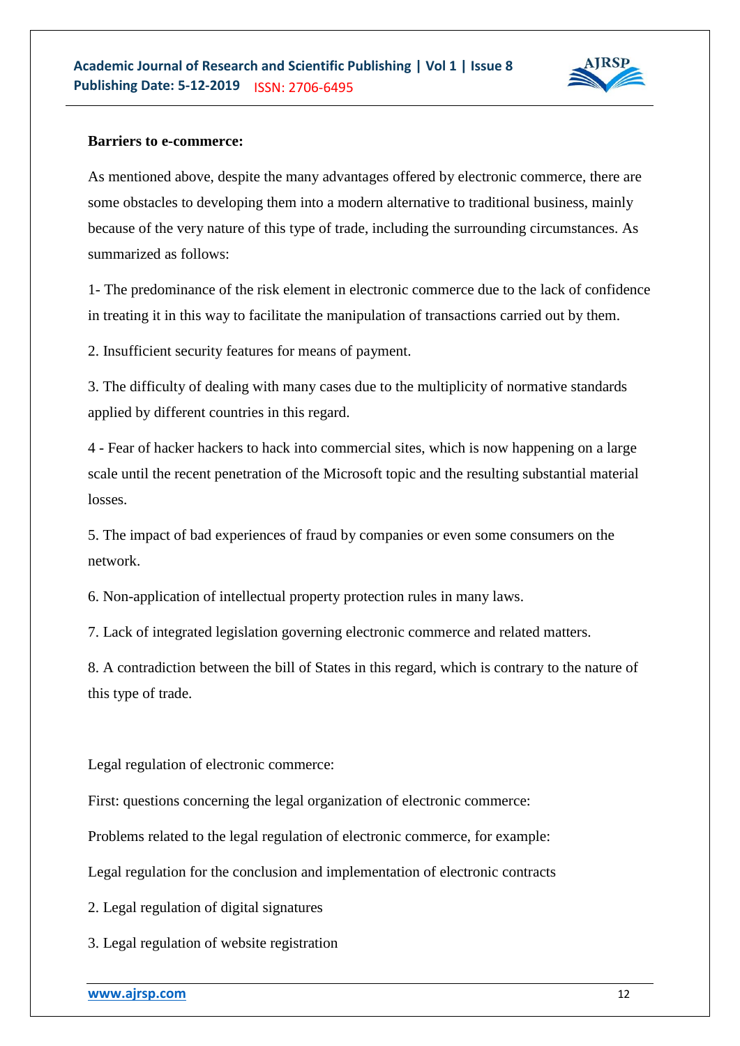**Barriers to e-commerce:**

As mentioned above, despite the many advantages offered by electronic commerce, there are some obstacles to developing them into a modern alternative to traditional business, mainly because of the very nature of this type of trade, including the surrounding circumstances. As summarized as follows:

1- The predominance of the risk element in electronic commerce due to the lack of confidence in treating it in this way to facilitate the manipulation of transactions carried out by them.

2. Insufficient security features for means of payment.

3. The difficulty of dealing with many cases due to the multiplicity of normative standards applied by different countries in this regard.

4 - Fear of hacker hackers to hack into commercial sites, which is now happening on a large scale until the recent penetration of the Microsoft topic and the resulting substantial material losses.

5. The impact of bad experiences of fraud by companies or even some consumers on the network.

6. Non-application of intellectual property protection rules in many laws.

7. Lack of integrated legislation governing electronic commerce and related matters.

8. A contradiction between the bill of States in this regard, which is contrary to the nature of this type of trade.

Legal regulation of electronic commerce:

First: questions concerning the legal organization of electronic commerce:

Problems related to the legal regulation of electronic commerce, for example:

Legal regulation for the conclusion and implementation of electronic contracts

2. Legal regulation of digital signatures

3. Legal regulation of website registration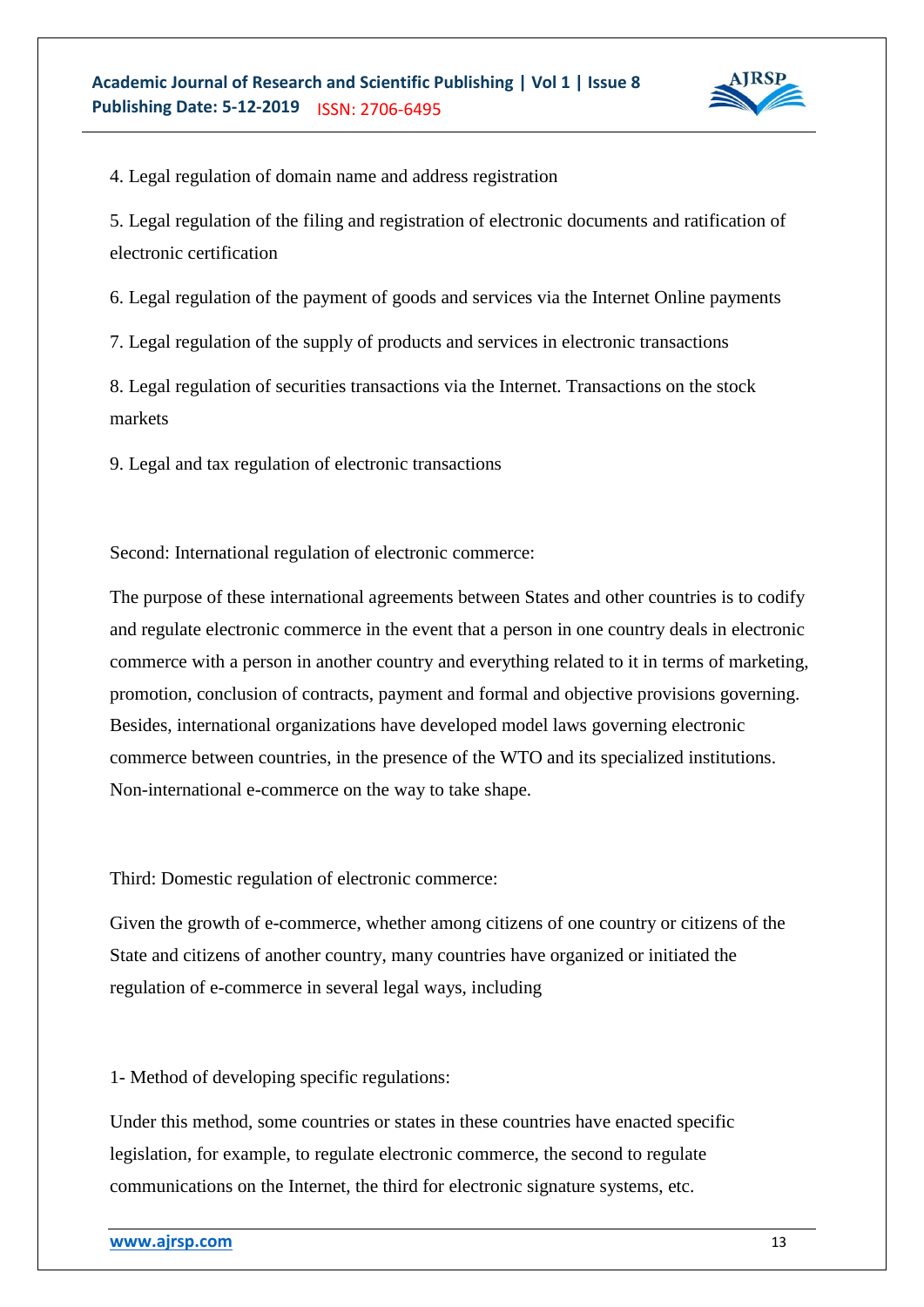4. Legal regulation of domain name and address registration

5. Legal regulation of the filing and registration of electronic documents and ratification of electronic certification

6. Legal regulation of the payment of goods and services via the Internet Online payments

7. Legal regulation of the supply of products and services in electronic transactions

8. Legal regulation of securities transactions via the Internet. Transactions on the stock markets

9. Legal and tax regulation of electronic transactions

Second: International regulation of electronic commerce:

The purpose of these international agreements between States and other countries is to codify and regulate electronic commerce in the event that a person in one country deals in electronic commerce with a person in another country and everything related to it in terms of marketing, promotion, conclusion of contracts, payment and formal and objective provisions governing. Besides, international organizations have developed model laws governing electronic commerce between countries, in the presence of the WTO and its specialized institutions. Non-international e-commerce on the way to take shape.

Third: Domestic regulation of electronic commerce:

Given the growth of e-commerce, whether among citizens of one country or citizens of the State and citizens of another country, many countries have organized or initiated the regulation of e-commerce in several legal ways, including

1- Method of developing specific regulations:

Under this method, some countries or states in these countries have enacted specific legislation, for example, to regulate electronic commerce, the second to regulate communications on the Internet, the third for electronic signature systems, etc.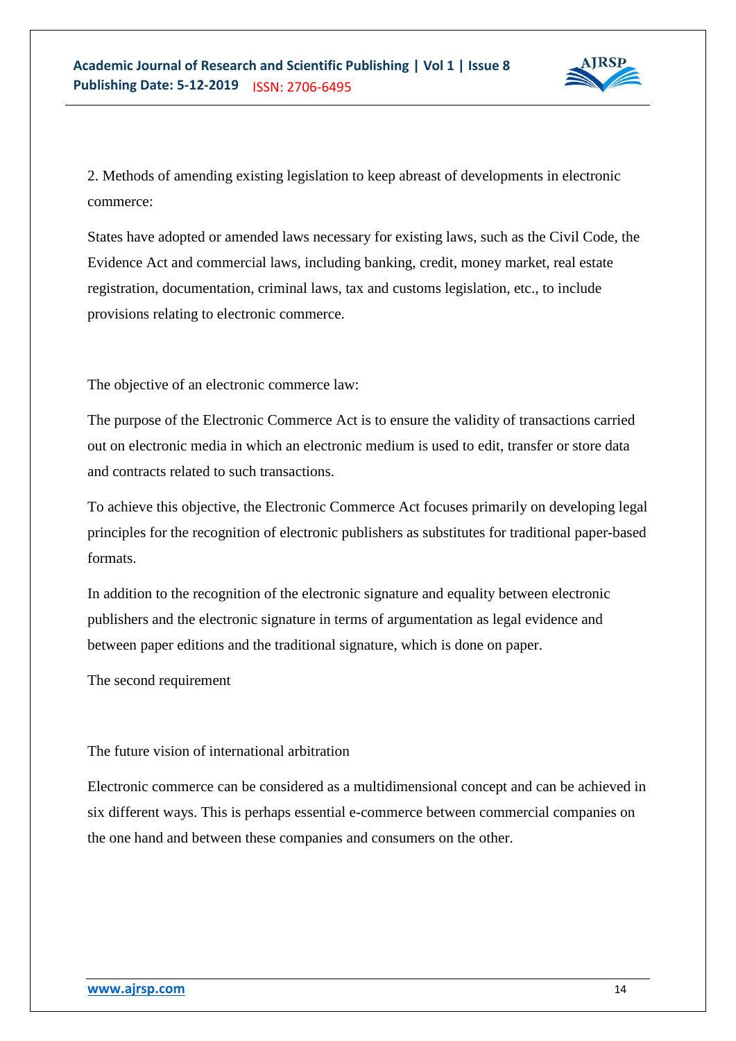2. Methods of amending existing legislation to keep abreast of developments in electronic commerce:

States have adopted or amended laws necessary for existing laws, such as the Civil Code, the Evidence Act and commercial laws, including banking, credit, money market, real estate registration, documentation, criminal laws, tax and customs legislation, etc., to include provisions relating to electronic commerce.

The objective of an electronic commerce law:

The purpose of the Electronic Commerce Act is to ensure the validity of transactions carried out on electronic media in which an electronic medium is used to edit, transfer or store data and contracts related to such transactions.

To achieve this objective, the Electronic Commerce Act focuses primarily on developing legal principles for the recognition of electronic publishers as substitutes for traditional paper-based formats.

In addition to the recognition of the electronic signature and equality between electronic publishers and the electronic signature in terms of argumentation as legal evidence and between paper editions and the traditional signature, which is done on paper.

The second requirement

The future vision of international arbitration

Electronic commerce can be considered as a multidimensional concept and can be achieved in six different ways. This is perhaps essential e-commerce between commercial companies on the one hand and between these companies and consumers on the other.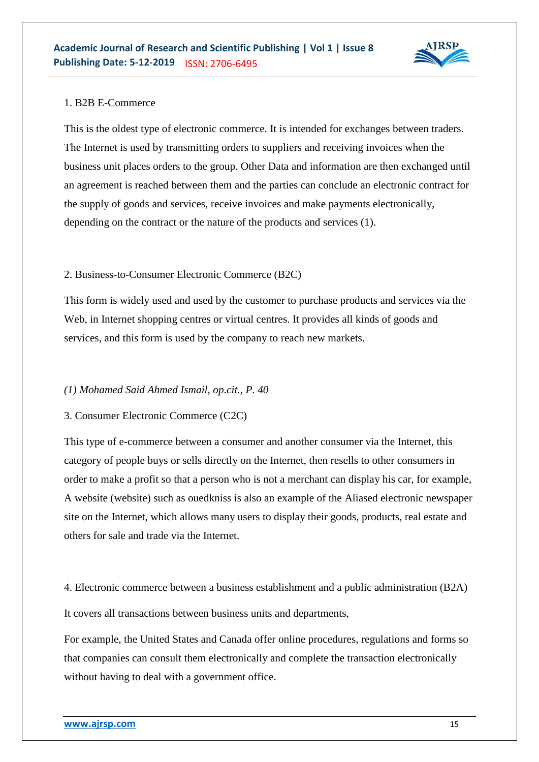1. B2B E-Commerce

This is the oldest type of electronic commerce. It is intended for exchanges between traders. The Internet is used by transmitting orders to suppliers and receiving invoices when the business unit places orders to the group. Other Data and information are then exchanged until an agreement is reached between them and the parties can conclude an electronic contract for the supply of goods and services, receive invoices and make payments electronically, depending on the contract or the nature of the products and services (1).

2. Business-to-Consumer Electronic Commerce (B2C)

This form is widely used and used by the customer to purchase products and services via the Web, in Internet shopping centres or virtual centres. It provides all kinds of goods and services, and this form is used by the company to reach new markets.

*(1) Mohamed Said Ahmed Ismail, op.cit., P. 40*

3. Consumer Electronic Commerce (C2C)

This type of e-commerce between a consumer and another consumer via the Internet, this category of people buys or sells directly on the Internet, then resells to other consumers in order to make a profit so that a person who is not a merchant can display his car, for example, A website (website) such as ouedkniss is also an example of the Aliased electronic newspaper site on the Internet, which allows many users to display their goods, products, real estate and others for sale and trade via the Internet.

4. Electronic commerce between a business establishment and a public administration (B2A)

It covers all transactions between business units and departments,

For example, the United States and Canada offer online procedures, regulations and forms so that companies can consult them electronically and complete the transaction electronically without having to deal with a government office.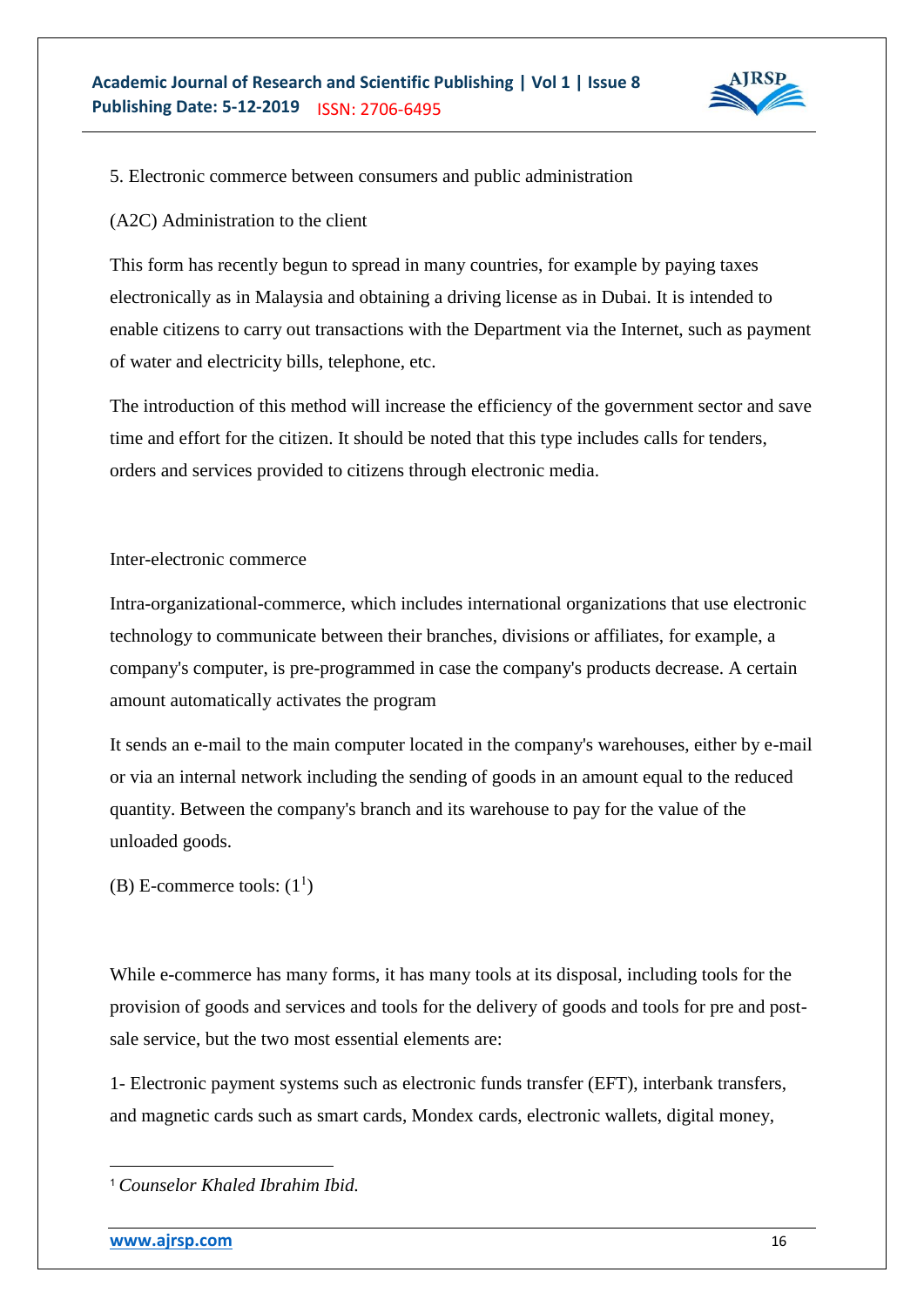5. Electronic commerce between consumers and public administration

(A2C) Administration to the client

This form has recently begun to spread in many countries, for example by paying taxes electronically as in Malaysia and obtaining a driving license as in Dubai. It is intended to enable citizens to carry out transactions with the Department via the Internet, such as payment of water and electricity bills, telephone, etc.

The introduction of this method will increase the efficiency of the government sector and save time and effort for the citizen. It should be noted that this type includes calls for tenders, orders and services provided to citizens through electronic media.

Inter-electronic commerce

Intra-organizational-commerce, which includes international organizations that use electronic technology to communicate between their branches, divisions or affiliates, for example, a company's computer, is pre-programmed in case the company's products decrease. A certain amount automatically activates the program

It sends an e-mail to the main computer located in the company's warehouses, either by e-mail or via an internal network including the sending of goods in an amount equal to the reduced quantity. Between the company's branch and its warehouse to pay for the value of the unloaded goods.

(B) E-commerce tools: (1[1])

While e-commerce has many forms, it has many tools at its disposal, including tools for the provision of goods and services and tools for the delivery of goods and tools for pre and post-sale service, but the two most essential elements are:

1- Electronic payment systems such as electronic funds transfer (EFT), interbank transfers, and magnetic cards such as smart cards, Mondex cards, electronic wallets, digital money,

---

[1] *Counselor Khaled Ibrahim Ibid.*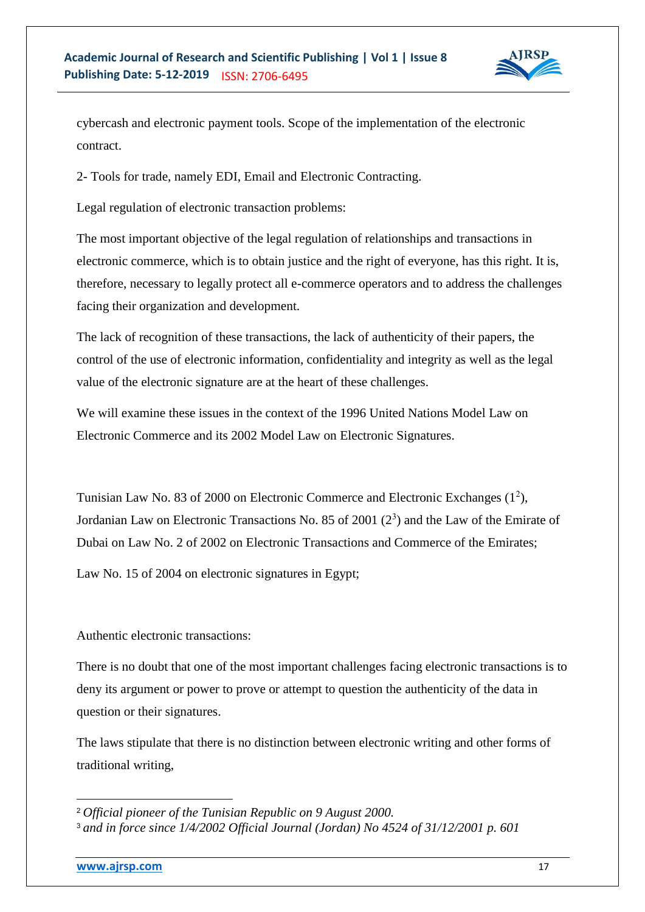cybercash and electronic payment tools. Scope of the implementation of the electronic contract.

2- Tools for trade, namely EDI, Email and Electronic Contracting.

Legal regulation of electronic transaction problems:

The most important objective of the legal regulation of relationships and transactions in electronic commerce, which is to obtain justice and the right of everyone, has this right. It is, therefore, necessary to legally protect all e-commerce operators and to address the challenges facing their organization and development.

The lack of recognition of these transactions, the lack of authenticity of their papers, the control of the use of electronic information, confidentiality and integrity as well as the legal value of the electronic signature are at the heart of these challenges.

We will examine these issues in the context of the 1996 United Nations Model Law on Electronic Commerce and its 2002 Model Law on Electronic Signatures.

Tunisian Law No. 83 of 2000 on Electronic Commerce and Electronic Exchanges (1[2]), Jordanian Law on Electronic Transactions No. 85 of 2001 (2[3]) and the Law of the Emirate of Dubai on Law No. 2 of 2002 on Electronic Transactions and Commerce of the Emirates;

Law No. 15 of 2004 on electronic signatures in Egypt;

Authentic electronic transactions:

There is no doubt that one of the most important challenges facing electronic transactions is to deny its argument or power to prove or attempt to question the authenticity of the data in question or their signatures.

The laws stipulate that there is no distinction between electronic writing and other forms of traditional writing,

---

[2] *Official pioneer of the Tunisian Republic on 9 August 2000.*

[3] *and in force since 1/4/2002 Official Journal (Jordan) No 4524 of 31/12/2001 p. 601*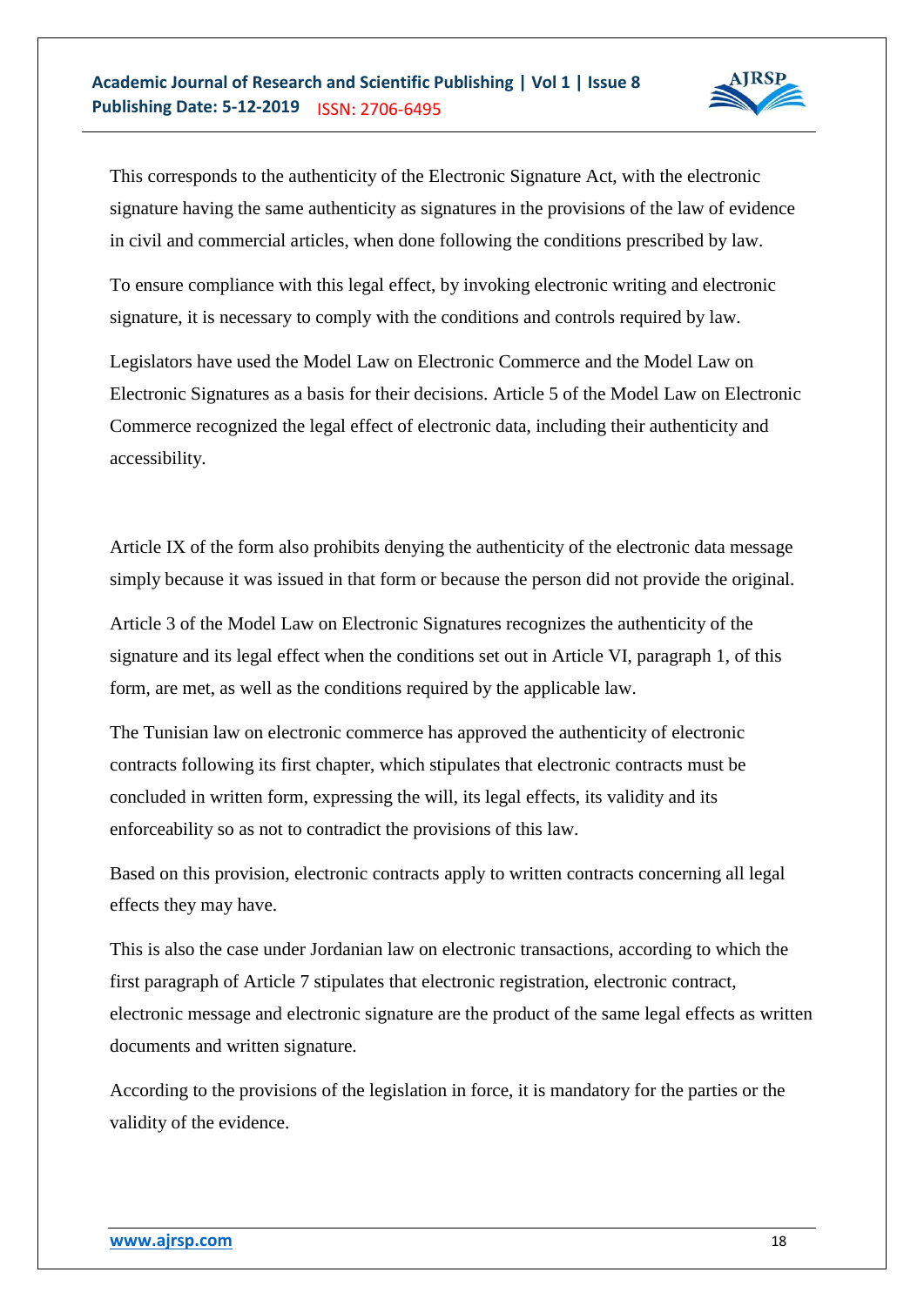This corresponds to the authenticity of the Electronic Signature Act, with the electronic signature having the same authenticity as signatures in the provisions of the law of evidence in civil and commercial articles, when done following the conditions prescribed by law.

To ensure compliance with this legal effect, by invoking electronic writing and electronic signature, it is necessary to comply with the conditions and controls required by law.

Legislators have used the Model Law on Electronic Commerce and the Model Law on Electronic Signatures as a basis for their decisions. Article 5 of the Model Law on Electronic Commerce recognized the legal effect of electronic data, including their authenticity and accessibility.

Article IX of the form also prohibits denying the authenticity of the electronic data message simply because it was issued in that form or because the person did not provide the original.

Article 3 of the Model Law on Electronic Signatures recognizes the authenticity of the signature and its legal effect when the conditions set out in Article VI, paragraph 1, of this form, are met, as well as the conditions required by the applicable law.

The Tunisian law on electronic commerce has approved the authenticity of electronic contracts following its first chapter, which stipulates that electronic contracts must be concluded in written form, expressing the will, its legal effects, its validity and its enforceability so as not to contradict the provisions of this law.

Based on this provision, electronic contracts apply to written contracts concerning all legal effects they may have.

This is also the case under Jordanian law on electronic transactions, according to which the first paragraph of Article 7 stipulates that electronic registration, electronic contract, electronic message and electronic signature are the product of the same legal effects as written documents and written signature.

According to the provisions of the legislation in force, it is mandatory for the parties or the validity of the evidence.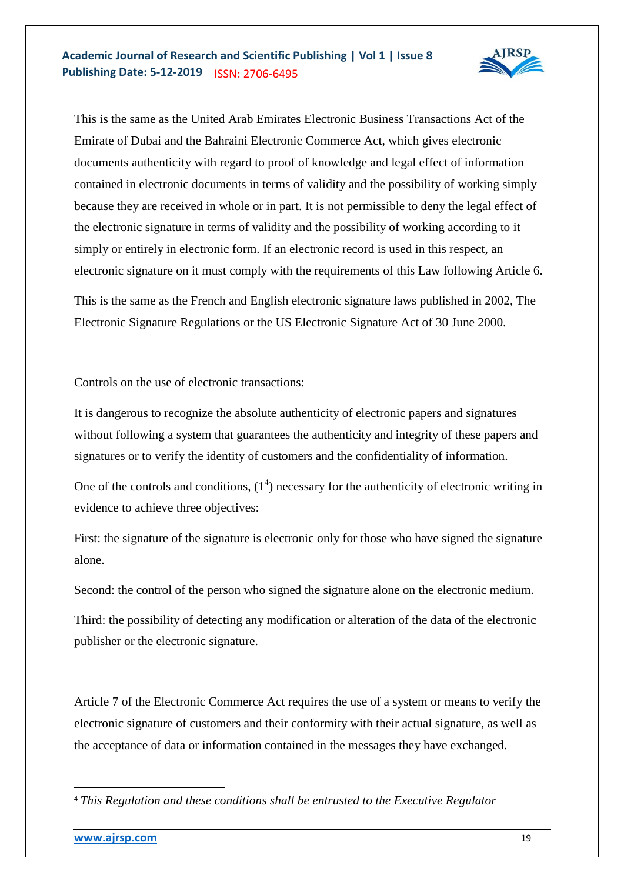This is the same as the United Arab Emirates Electronic Business Transactions Act of the Emirate of Dubai and the Bahraini Electronic Commerce Act, which gives electronic documents authenticity with regard to proof of knowledge and legal effect of information contained in electronic documents in terms of validity and the possibility of working simply because they are received in whole or in part. It is not permissible to deny the legal effect of the electronic signature in terms of validity and the possibility of working according to it simply or entirely in electronic form. If an electronic record is used in this respect, an electronic signature on it must comply with the requirements of this Law following Article 6.

This is the same as the French and English electronic signature laws published in 2002, The Electronic Signature Regulations or the US Electronic Signature Act of 30 June 2000.

Controls on the use of electronic transactions:

It is dangerous to recognize the absolute authenticity of electronic papers and signatures without following a system that guarantees the authenticity and integrity of these papers and signatures or to verify the identity of customers and the confidentiality of information.

One of the controls and conditions, (1[4]) necessary for the authenticity of electronic writing in evidence to achieve three objectives:

First: the signature of the signature is electronic only for those who have signed the signature alone.

Second: the control of the person who signed the signature alone on the electronic medium.

Third: the possibility of detecting any modification or alteration of the data of the electronic publisher or the electronic signature.

Article 7 of the Electronic Commerce Act requires the use of a system or means to verify the electronic signature of customers and their conformity with their actual signature, as well as the acceptance of data or information contained in the messages they have exchanged.

---

[4] *This Regulation and these conditions shall be entrusted to the Executive Regulator*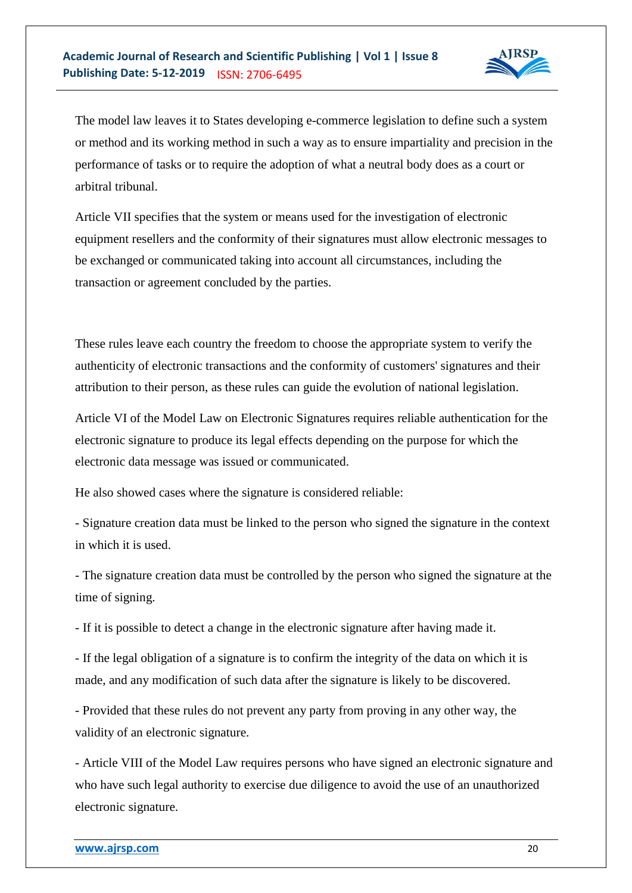The model law leaves it to States developing e-commerce legislation to define such a system or method and its working method in such a way as to ensure impartiality and precision in the performance of tasks or to require the adoption of what a neutral body does as a court or arbitral tribunal.

Article VII specifies that the system or means used for the investigation of electronic equipment resellers and the conformity of their signatures must allow electronic messages to be exchanged or communicated taking into account all circumstances, including the transaction or agreement concluded by the parties.

These rules leave each country the freedom to choose the appropriate system to verify the authenticity of electronic transactions and the conformity of customers' signatures and their attribution to their person, as these rules can guide the evolution of national legislation.

Article VI of the Model Law on Electronic Signatures requires reliable authentication for the electronic signature to produce its legal effects depending on the purpose for which the electronic data message was issued or communicated.

He also showed cases where the signature is considered reliable:

- Signature creation data must be linked to the person who signed the signature in the context in which it is used.

- The signature creation data must be controlled by the person who signed the signature at the time of signing.

- If it is possible to detect a change in the electronic signature after having made it.

- If the legal obligation of a signature is to confirm the integrity of the data on which it is made, and any modification of such data after the signature is likely to be discovered.

- Provided that these rules do not prevent any party from proving in any other way, the validity of an electronic signature.

- Article VIII of the Model Law requires persons who have signed an electronic signature and who have such legal authority to exercise due diligence to avoid the use of an unauthorized electronic signature.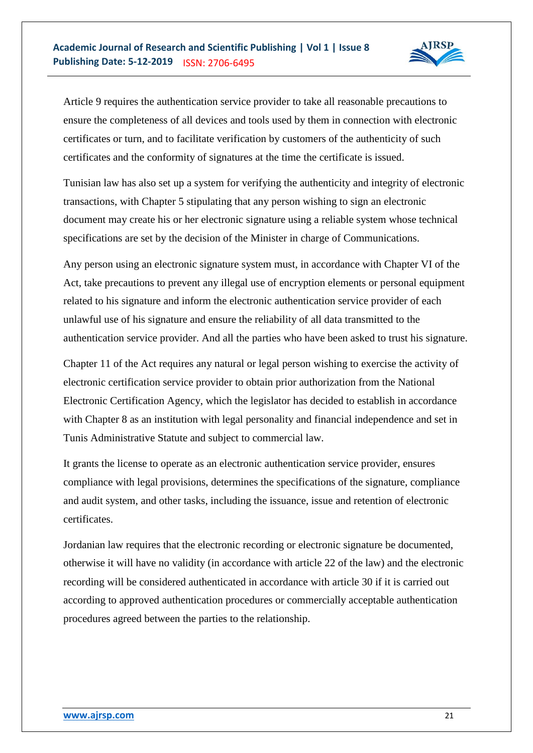Article 9 requires the authentication service provider to take all reasonable precautions to ensure the completeness of all devices and tools used by them in connection with electronic certificates or turn, and to facilitate verification by customers of the authenticity of such certificates and the conformity of signatures at the time the certificate is issued.

Tunisian law has also set up a system for verifying the authenticity and integrity of electronic transactions, with Chapter 5 stipulating that any person wishing to sign an electronic document may create his or her electronic signature using a reliable system whose technical specifications are set by the decision of the Minister in charge of Communications.

Any person using an electronic signature system must, in accordance with Chapter VI of the Act, take precautions to prevent any illegal use of encryption elements or personal equipment related to his signature and inform the electronic authentication service provider of each unlawful use of his signature and ensure the reliability of all data transmitted to the authentication service provider. And all the parties who have been asked to trust his signature.

Chapter 11 of the Act requires any natural or legal person wishing to exercise the activity of electronic certification service provider to obtain prior authorization from the National Electronic Certification Agency, which the legislator has decided to establish in accordance with Chapter 8 as an institution with legal personality and financial independence and set in Tunis Administrative Statute and subject to commercial law.

It grants the license to operate as an electronic authentication service provider, ensures compliance with legal provisions, determines the specifications of the signature, compliance and audit system, and other tasks, including the issuance, issue and retention of electronic certificates.

Jordanian law requires that the electronic recording or electronic signature be documented, otherwise it will have no validity (in accordance with article 22 of the law) and the electronic recording will be considered authenticated in accordance with article 30 if it is carried out according to approved authentication procedures or commercially acceptable authentication procedures agreed between the parties to the relationship.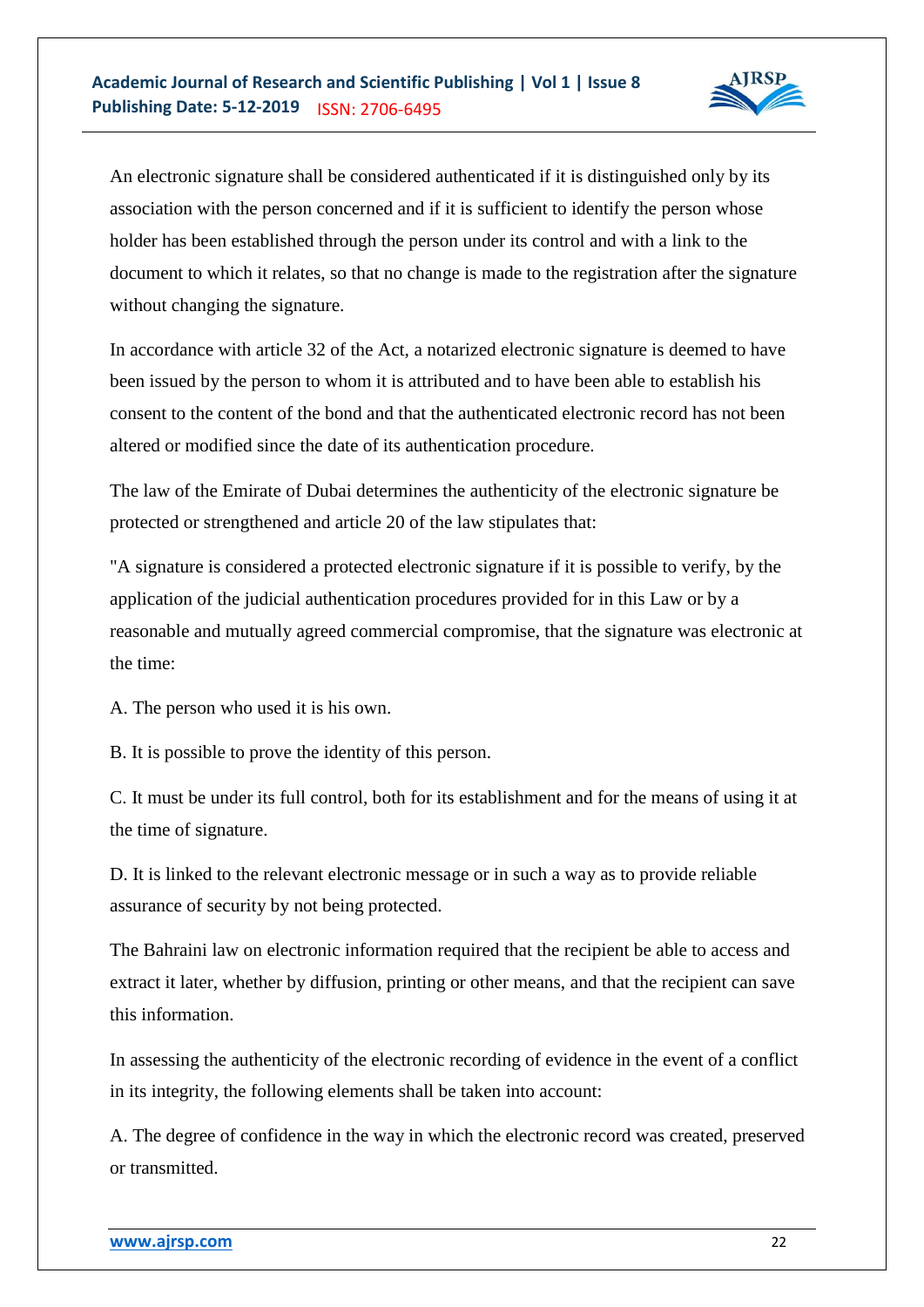An electronic signature shall be considered authenticated if it is distinguished only by its association with the person concerned and if it is sufficient to identify the person whose holder has been established through the person under its control and with a link to the document to which it relates, so that no change is made to the registration after the signature without changing the signature.

In accordance with article 32 of the Act, a notarized electronic signature is deemed to have been issued by the person to whom it is attributed and to have been able to establish his consent to the content of the bond and that the authenticated electronic record has not been altered or modified since the date of its authentication procedure.

The law of the Emirate of Dubai determines the authenticity of the electronic signature be protected or strengthened and article 20 of the law stipulates that:

"A signature is considered a protected electronic signature if it is possible to verify, by the application of the judicial authentication procedures provided for in this Law or by a reasonable and mutually agreed commercial compromise, that the signature was electronic at the time:

A. The person who used it is his own.

B. It is possible to prove the identity of this person.

C. It must be under its full control, both for its establishment and for the means of using it at the time of signature.

D. It is linked to the relevant electronic message or in such a way as to provide reliable assurance of security by not being protected.

The Bahraini law on electronic information required that the recipient be able to access and extract it later, whether by diffusion, printing or other means, and that the recipient can save this information.

In assessing the authenticity of the electronic recording of evidence in the event of a conflict in its integrity, the following elements shall be taken into account:

A. The degree of confidence in the way in which the electronic record was created, preserved or transmitted.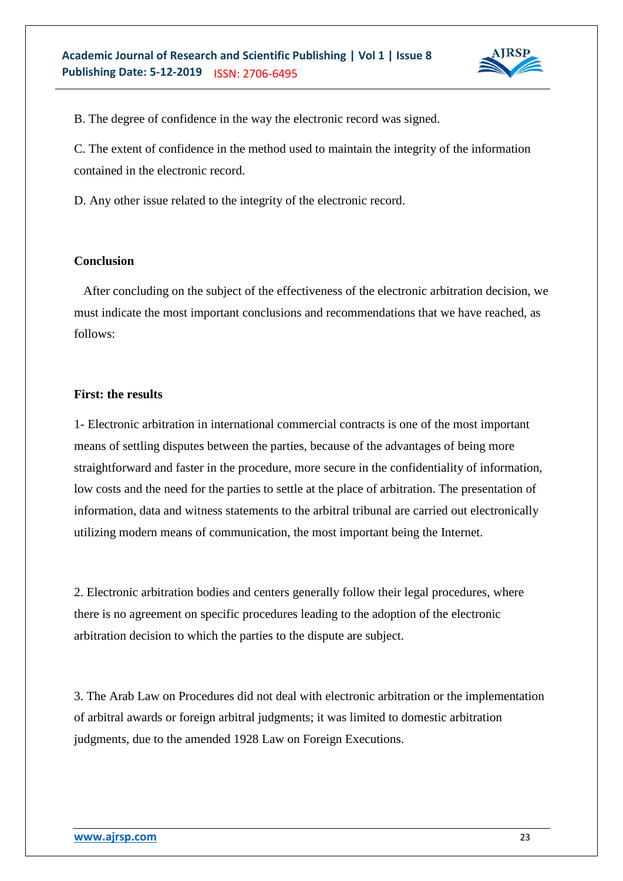B. The degree of confidence in the way the electronic record was signed.

C. The extent of confidence in the method used to maintain the integrity of the information contained in the electronic record.

D. Any other issue related to the integrity of the electronic record.

**Conclusion**

After concluding on the subject of the effectiveness of the electronic arbitration decision, we must indicate the most important conclusions and recommendations that we have reached, as follows:

**First: the results**

1- Electronic arbitration in international commercial contracts is one of the most important means of settling disputes between the parties, because of the advantages of being more straightforward and faster in the procedure, more secure in the confidentiality of information, low costs and the need for the parties to settle at the place of arbitration. The presentation of information, data and witness statements to the arbitral tribunal are carried out electronically utilizing modern means of communication, the most important being the Internet.

2. Electronic arbitration bodies and centers generally follow their legal procedures, where there is no agreement on specific procedures leading to the adoption of the electronic arbitration decision to which the parties to the dispute are subject.

3. The Arab Law on Procedures did not deal with electronic arbitration or the implementation of arbitral awards or foreign arbitral judgments; it was limited to domestic arbitration judgments, due to the amended 1928 Law on Foreign Executions.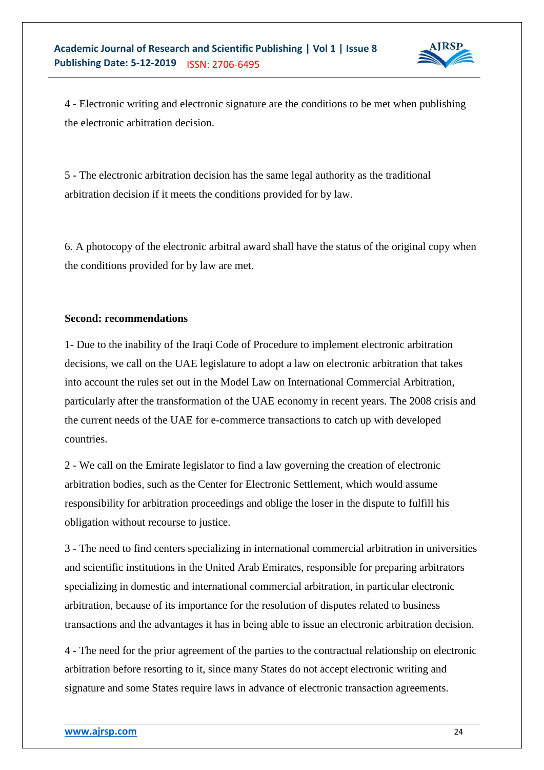4 - Electronic writing and electronic signature are the conditions to be met when publishing the electronic arbitration decision.

5 - The electronic arbitration decision has the same legal authority as the traditional arbitration decision if it meets the conditions provided for by law.

6. A photocopy of the electronic arbitral award shall have the status of the original copy when the conditions provided for by law are met.

**Second: recommendations**

1- Due to the inability of the Iraqi Code of Procedure to implement electronic arbitration decisions, we call on the UAE legislature to adopt a law on electronic arbitration that takes into account the rules set out in the Model Law on International Commercial Arbitration, particularly after the transformation of the UAE economy in recent years. The 2008 crisis and the current needs of the UAE for e-commerce transactions to catch up with developed countries.

2 - We call on the Emirate legislator to find a law governing the creation of electronic arbitration bodies, such as the Center for Electronic Settlement, which would assume responsibility for arbitration proceedings and oblige the loser in the dispute to fulfill his obligation without recourse to justice.

3 - The need to find centers specializing in international commercial arbitration in universities and scientific institutions in the United Arab Emirates, responsible for preparing arbitrators specializing in domestic and international commercial arbitration, in particular electronic arbitration, because of its importance for the resolution of disputes related to business transactions and the advantages it has in being able to issue an electronic arbitration decision.

4 - The need for the prior agreement of the parties to the contractual relationship on electronic arbitration before resorting to it, since many States do not accept electronic writing and signature and some States require laws in advance of electronic transaction agreements.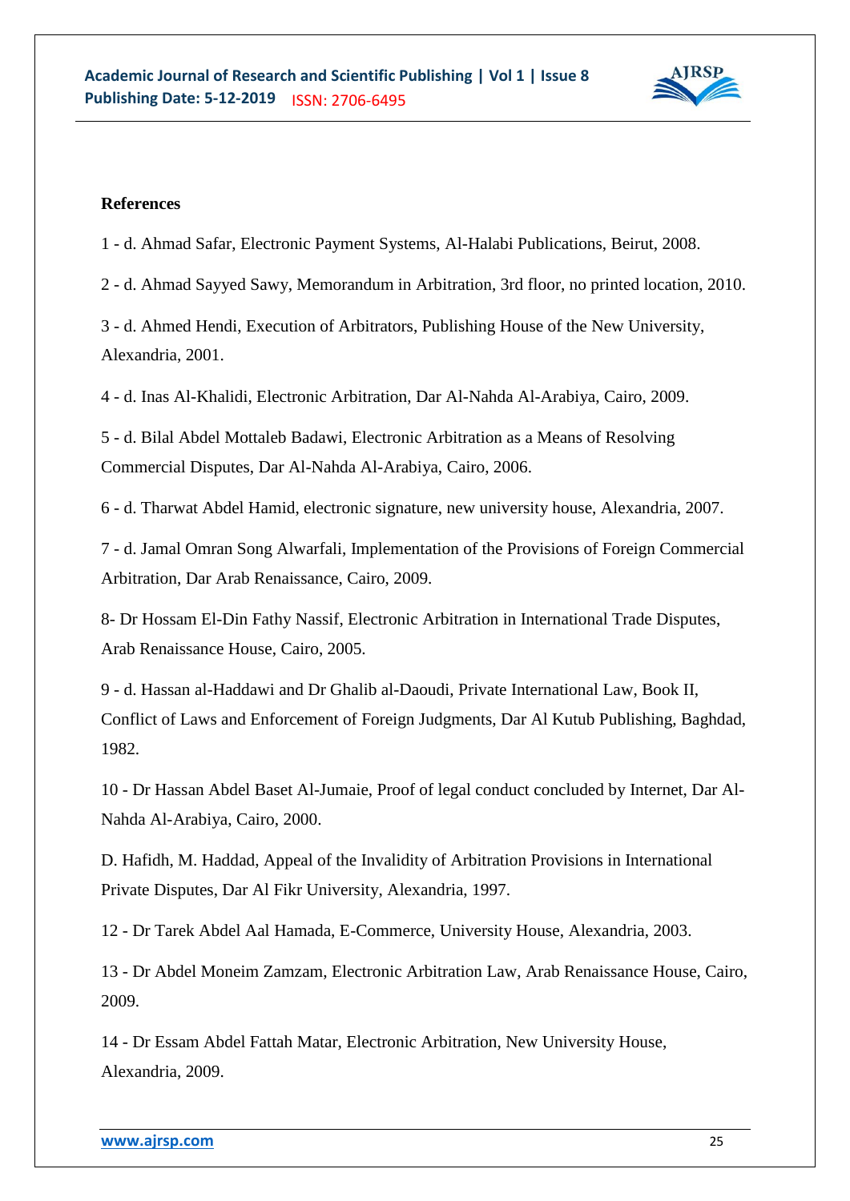**References**

1 - d. Ahmad Safar, Electronic Payment Systems, Al-Halabi Publications, Beirut, 2008.

2 - d. Ahmad Sayyed Sawy, Memorandum in Arbitration, 3rd floor, no printed location, 2010.

3 - d. Ahmed Hendi, Execution of Arbitrators, Publishing House of the New University, Alexandria, 2001.

4 - d. Inas Al-Khalidi, Electronic Arbitration, Dar Al-Nahda Al-Arabiya, Cairo, 2009.

5 - d. Bilal Abdel Mottaleb Badawi, Electronic Arbitration as a Means of Resolving Commercial Disputes, Dar Al-Nahda Al-Arabiya, Cairo, 2006.

6 - d. Tharwat Abdel Hamid, electronic signature, new university house, Alexandria, 2007.

7 - d. Jamal Omran Song Alwarfali, Implementation of the Provisions of Foreign Commercial Arbitration, Dar Arab Renaissance, Cairo, 2009.

8- Dr Hossam El-Din Fathy Nassif, Electronic Arbitration in International Trade Disputes, Arab Renaissance House, Cairo, 2005.

9 - d. Hassan al-Haddawi and Dr Ghalib al-Daoudi, Private International Law, Book II, Conflict of Laws and Enforcement of Foreign Judgments, Dar Al Kutub Publishing, Baghdad, 1982.

10 - Dr Hassan Abdel Baset Al-Jumaie, Proof of legal conduct concluded by Internet, Dar Al-Nahda Al-Arabiya, Cairo, 2000.

D. Hafidh, M. Haddad, Appeal of the Invalidity of Arbitration Provisions in International Private Disputes, Dar Al Fikr University, Alexandria, 1997.

12 - Dr Tarek Abdel Aal Hamada, E-Commerce, University House, Alexandria, 2003.

13 - Dr Abdel Moneim Zamzam, Electronic Arbitration Law, Arab Renaissance House, Cairo, 2009.

14 - Dr Essam Abdel Fattah Matar, Electronic Arbitration, New University House, Alexandria, 2009.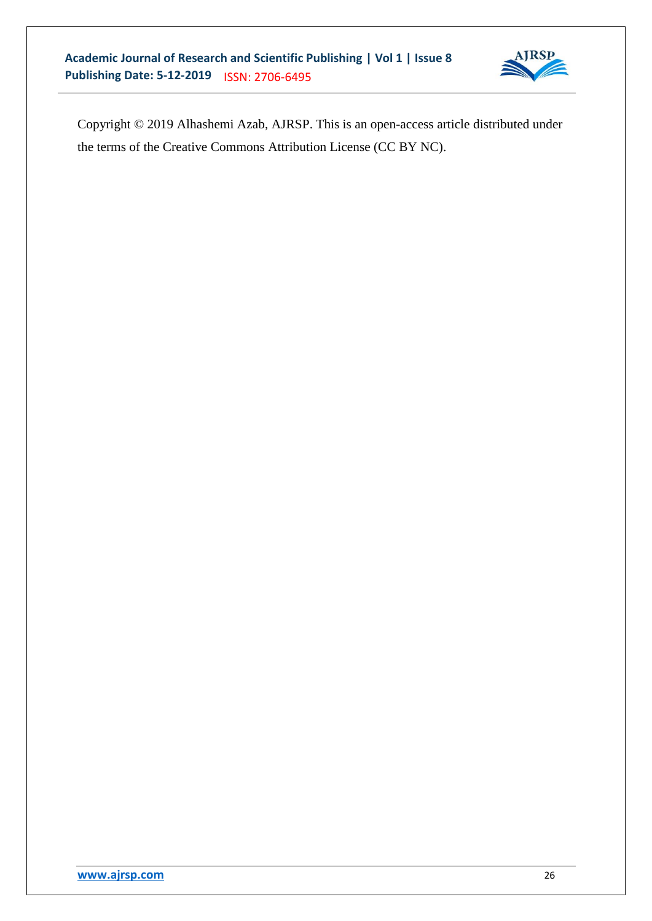Copyright © 2019 Alhashemi Azab, AJRSP. This is an open-access article distributed under the terms of the Creative Commons Attribution License (CC BY NC).